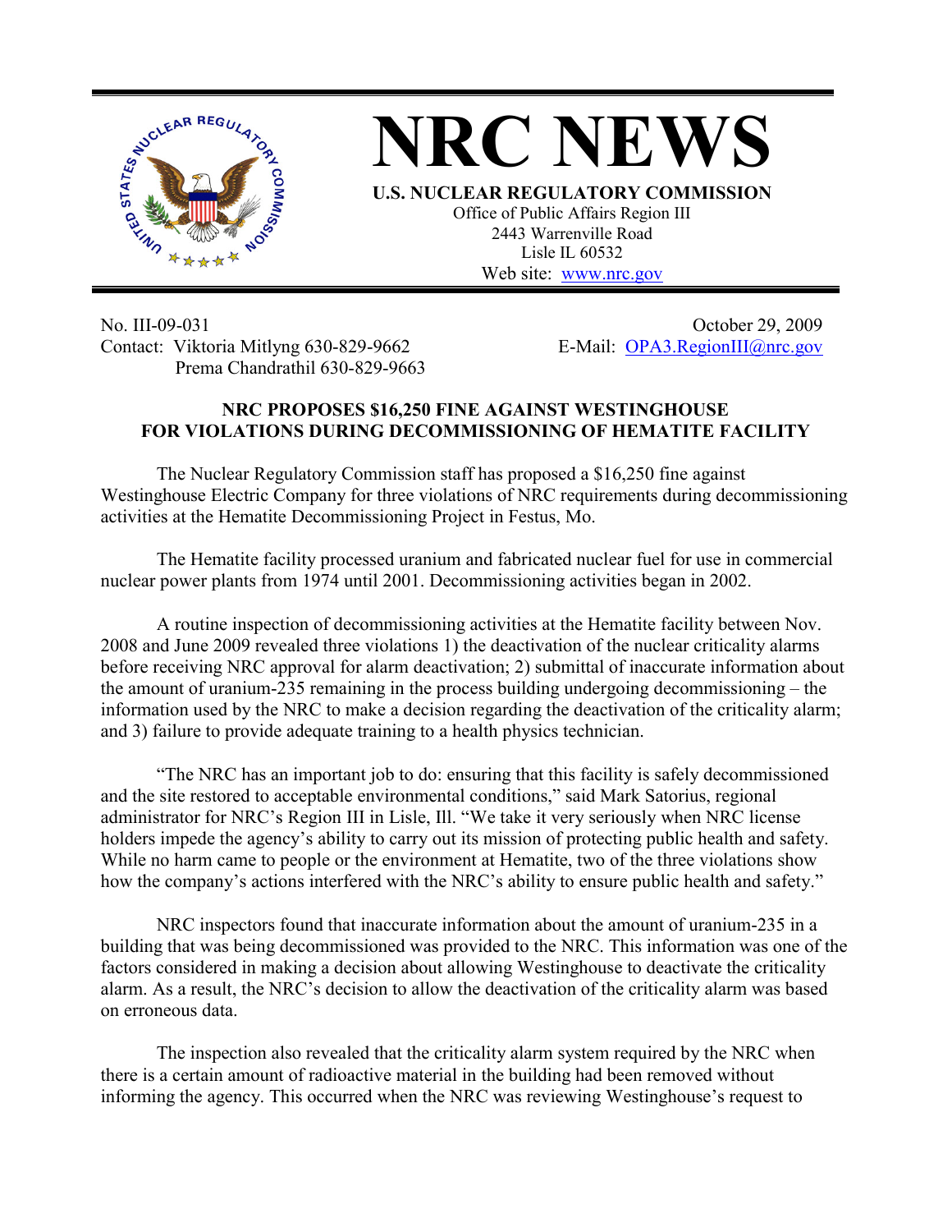# NRC NEWS

**U.S. NUCLEAR REGULATORY COMMISSION**
Office of Public Affairs Region III
2443 Warrenville Road
Lisle IL 60532
Web site: www.nrc.gov

No. III-09-031
Contact: Viktoria Mitlyng 630-829-9662
Prema Chandrathil 630-829-9663

October 29, 2009
E-Mail: OPA3.RegionIII@nrc.gov

## NRC PROPOSES $16,250 FINE AGAINST WESTINGHOUSE FOR VIOLATIONS DURING DECOMMISSIONING OF HEMATITE FACILITY

The Nuclear Regulatory Commission staff has proposed a $16,250 fine against Westinghouse Electric Company for three violations of NRC requirements during decommissioning activities at the Hematite Decommissioning Project in Festus, Mo.

The Hematite facility processed uranium and fabricated nuclear fuel for use in commercial nuclear power plants from 1974 until 2001. Decommissioning activities began in 2002.

A routine inspection of decommissioning activities at the Hematite facility between Nov. 2008 and June 2009 revealed three violations 1) the deactivation of the nuclear criticality alarms before receiving NRC approval for alarm deactivation; 2) submittal of inaccurate information about the amount of uranium-235 remaining in the process building undergoing decommissioning – the information used by the NRC to make a decision regarding the deactivation of the criticality alarm; and 3) failure to provide adequate training to a health physics technician.

"The NRC has an important job to do: ensuring that this facility is safely decommissioned and the site restored to acceptable environmental conditions," said Mark Satorius, regional administrator for NRC's Region III in Lisle, Ill. "We take it very seriously when NRC license holders impede the agency's ability to carry out its mission of protecting public health and safety. While no harm came to people or the environment at Hematite, two of the three violations show how the company's actions interfered with the NRC's ability to ensure public health and safety."

NRC inspectors found that inaccurate information about the amount of uranium-235 in a building that was being decommissioned was provided to the NRC. This information was one of the factors considered in making a decision about allowing Westinghouse to deactivate the criticality alarm. As a result, the NRC's decision to allow the deactivation of the criticality alarm was based on erroneous data.

The inspection also revealed that the criticality alarm system required by the NRC when there is a certain amount of radioactive material in the building had been removed without informing the agency. This occurred when the NRC was reviewing Westinghouse's request to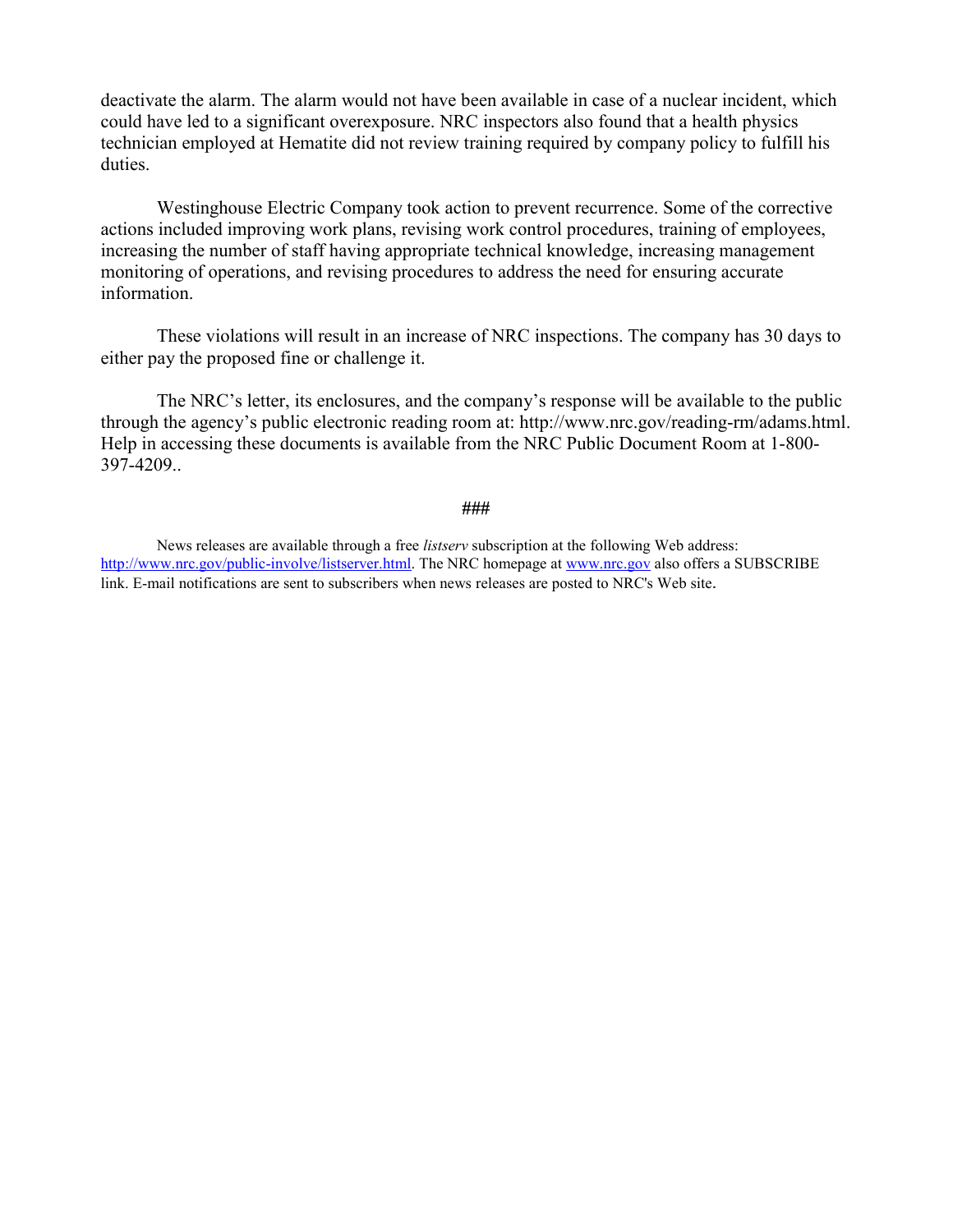deactivate the alarm. The alarm would not have been available in case of a nuclear incident, which could have led to a significant overexposure. NRC inspectors also found that a health physics technician employed at Hematite did not review training required by company policy to fulfill his duties.

Westinghouse Electric Company took action to prevent recurrence. Some of the corrective actions included improving work plans, revising work control procedures, training of employees, increasing the number of staff having appropriate technical knowledge, increasing management monitoring of operations, and revising procedures to address the need for ensuring accurate information.

These violations will result in an increase of NRC inspections. The company has 30 days to either pay the proposed fine or challenge it.

The NRC's letter, its enclosures, and the company's response will be available to the public through the agency's public electronic reading room at: http://www.nrc.gov/reading-rm/adams.html. Help in accessing these documents is available from the NRC Public Document Room at 1-800-397-4209..

###

News releases are available through a free *listserv* subscription at the following Web address: http://www.nrc.gov/public-involve/listserver.html. The NRC homepage at www.nrc.gov also offers a SUBSCRIBE link. E-mail notifications are sent to subscribers when news releases are posted to NRC's Web site.